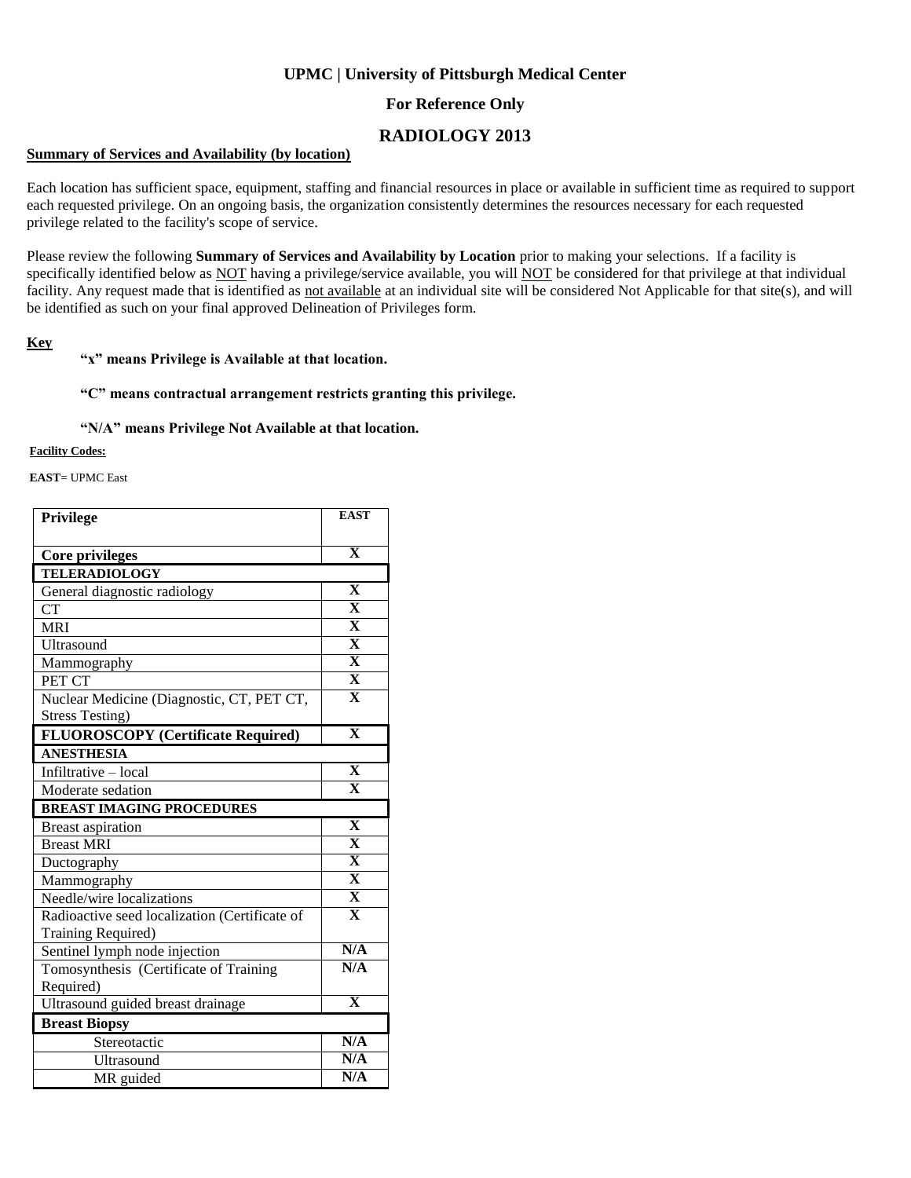**UPMC | University of Pittsburgh Medical Center**

**For Reference Only**

# RADIOLOGY 2013

**Summary of Services and Availability (by location)**

Each location has sufficient space, equipment, staffing and financial resources in place or available in sufficient time as required to support each requested privilege. On an ongoing basis, the organization consistently determines the resources necessary for each requested privilege related to the facility's scope of service.

Please review the following **Summary of Services and Availability by Location** prior to making your selections. If a facility is specifically identified below as NOT having a privilege/service available, you will NOT be considered for that privilege at that individual facility. Any request made that is identified as not available at an individual site will be considered Not Applicable for that site(s), and will be identified as such on your final approved Delineation of Privileges form.

**Key**

**"x" means Privilege is Available at that location.**

**"C" means contractual arrangement restricts granting this privilege.**

**"N/A" means Privilege Not Available at that location.**

**Facility Codes:**

**EAST**= UPMC East

| Privilege | EAST |
|---|---|
| **Core privileges** | **X** |
| **TELERADIOLOGY** | |
| General diagnostic radiology | **X** |
| CT | **X** |
| MRI | **X** |
| Ultrasound | **X** |
| Mammography | **X** |
| PET CT | **X** |
| Nuclear Medicine (Diagnostic, CT, PET CT, Stress Testing) | **X** |
| **FLUOROSCOPY (Certificate Required)** | **X** |
| **ANESTHESIA** | |
| Infiltrative – local | **X** |
| Moderate sedation | **X** |
| **BREAST IMAGING PROCEDURES** | |
| Breast aspiration | **X** |
| Breast MRI | **X** |
| Ductography | **X** |
| Mammography | **X** |
| Needle/wire localizations | **X** |
| Radioactive seed localization (Certificate of Training Required) | **X** |
| Sentinel lymph node injection | **N/A** |
| Tomosynthesis (Certificate of Training Required) | **N/A** |
| Ultrasound guided breast drainage | **X** |
| **Breast Biopsy** | |
| Stereotactic | **N/A** |
| Ultrasound | **N/A** |
| MR guided | **N/A** |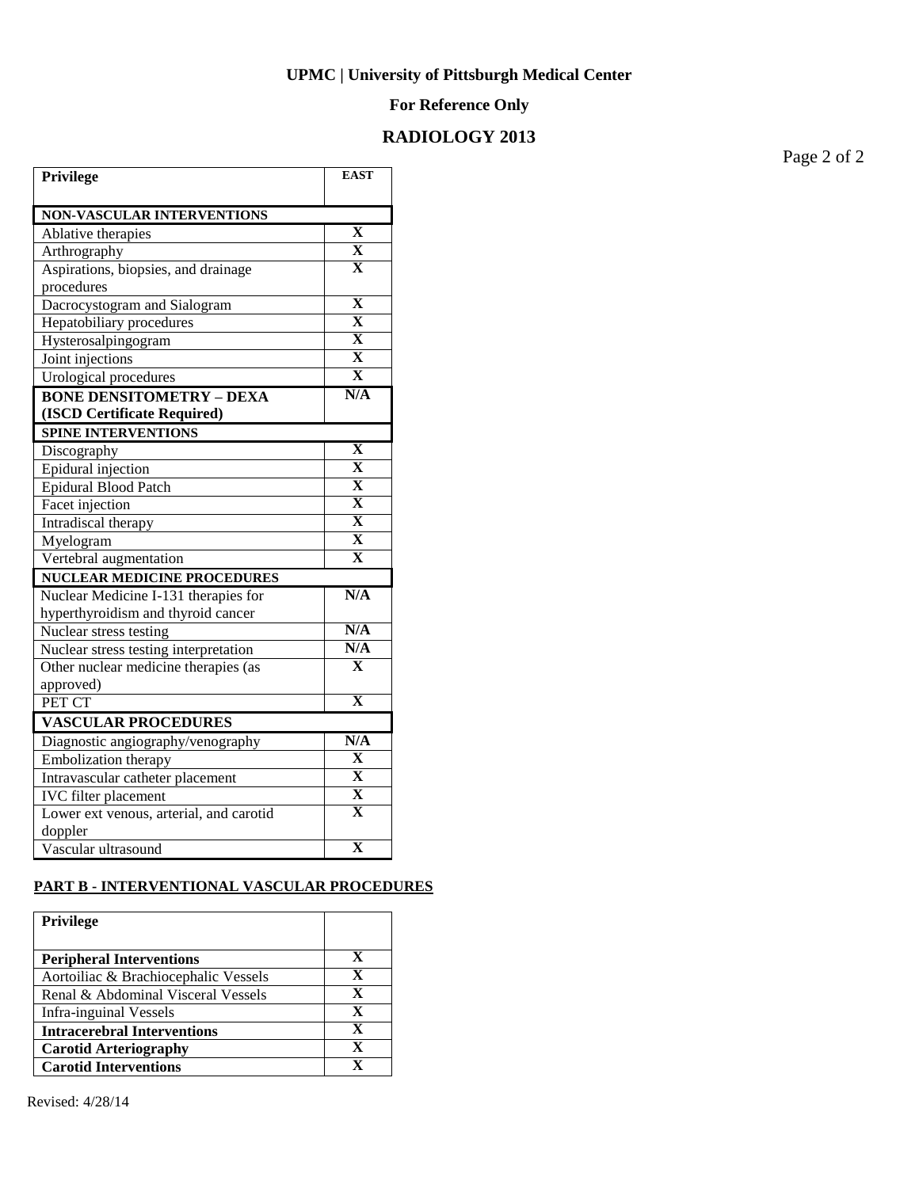**UPMC | University of Pittsburgh Medical Center**

**For Reference Only**

## RADIOLOGY 2013

| Privilege | EAST |
|---|---|
| **NON-VASCULAR INTERVENTIONS** | |
| Ablative therapies | X |
| Arthrography | X |
| Aspirations, biopsies, and drainage procedures | X |
| Dacrocystogram and Sialogram | X |
| Hepatobiliary procedures | X |
| Hysterosalpingogram | X |
| Joint injections | X |
| Urological procedures | X |
| **BONE DENSITOMETRY – DEXA (ISCD Certificate Required)** | N/A |
| **SPINE INTERVENTIONS** | |
| Discography | X |
| Epidural injection | X |
| Epidural Blood Patch | X |
| Facet injection | X |
| Intradiscal therapy | X |
| Myelogram | X |
| Vertebral augmentation | X |
| **NUCLEAR MEDICINE PROCEDURES** | |
| Nuclear Medicine I-131 therapies for hyperthyroidism and thyroid cancer | N/A |
| Nuclear stress testing | N/A |
| Nuclear stress testing interpretation | N/A |
| Other nuclear medicine therapies (as approved) | X |
| PET CT | X |
| **VASCULAR PROCEDURES** | |
| Diagnostic angiography/venography | N/A |
| Embolization therapy | X |
| Intravascular catheter placement | X |
| IVC filter placement | X |
| Lower ext venous, arterial, and carotid doppler | X |
| Vascular ultrasound | X |

**PART B - INTERVENTIONAL VASCULAR PROCEDURES**

| Privilege | |
|---|---|
| **Peripheral Interventions** | X |
| Aortoiliac & Brachiocephalic Vessels | X |
| Renal & Abdominal Visceral Vessels | X |
| Infra-inguinal Vessels | X |
| **Intracerebral Interventions** | X |
| **Carotid Arteriography** | X |
| **Carotid Interventions** | X |

Revised: 4/28/14